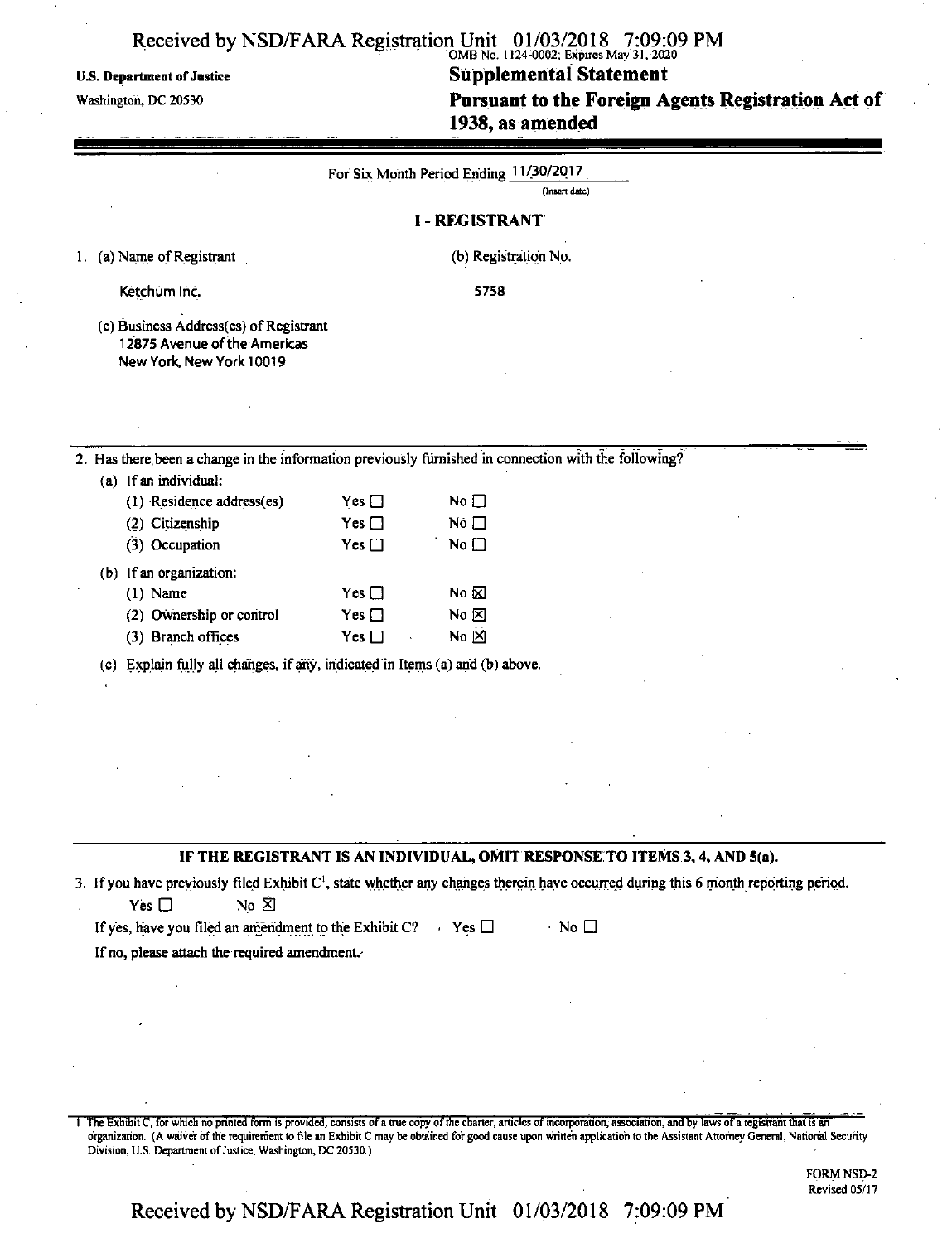OMB No. 1124-0002; Expires May 31, 2020

U.S. Department of Justice
Washington, DC 20530

# Supplemental Statement
# Pursuant to the Foreign Agents Registration Act of 1938, as amended

For Six Month Period Ending 11/30/2017
(Insert date)

## I - REGISTRANT

1. (a) Name of Registrant

Ketchum Inc.

(b) Registration No.

5758

(c) Business Address(es) of Registrant
12875 Avenue of the Americas
New York, New York 10019

2. Has there been a change in the information previously furnished in connection with the following?

(a) If an individual:

| | | |
|---|---|---|
| (1) Residence address(es) | Yes ☐ | No ☐ |
| (2) Citizenship | Yes ☐ | No ☐ |
| (3) Occupation | Yes ☐ | No ☐ |

(b) If an organization:

| | | |
|---|---|---|
| (1) Name | Yes ☐ | No ☒ |
| (2) Ownership or control | Yes ☐ | No ☒ |
| (3) Branch offices | Yes ☐ | No ☒ |

(c) Explain fully all changes, if any, indicated in Items (a) and (b) above.

**IF THE REGISTRANT IS AN INDIVIDUAL, OMIT RESPONSE TO ITEMS 3, 4, AND 5(a).**

3. If you have previously filed Exhibit C[1], state whether any changes therein have occurred during this 6 month reporting period.

Yes ☐ No ☒

If yes, have you filed an amendment to the Exhibit C? Yes ☐ No ☐

If no, please attach the required amendment.

[1] The Exhibit C, for which no printed form is provided, consists of a true copy of the charter, articles of incorporation, association, and by laws of a registrant that is an organization. (A waiver of the requirement to file an Exhibit C may be obtained for good cause upon written application to the Assistant Attorney General, National Security Division, U.S. Department of Justice, Washington, DC 20530.)

FORM NSD-2
Revised 05/17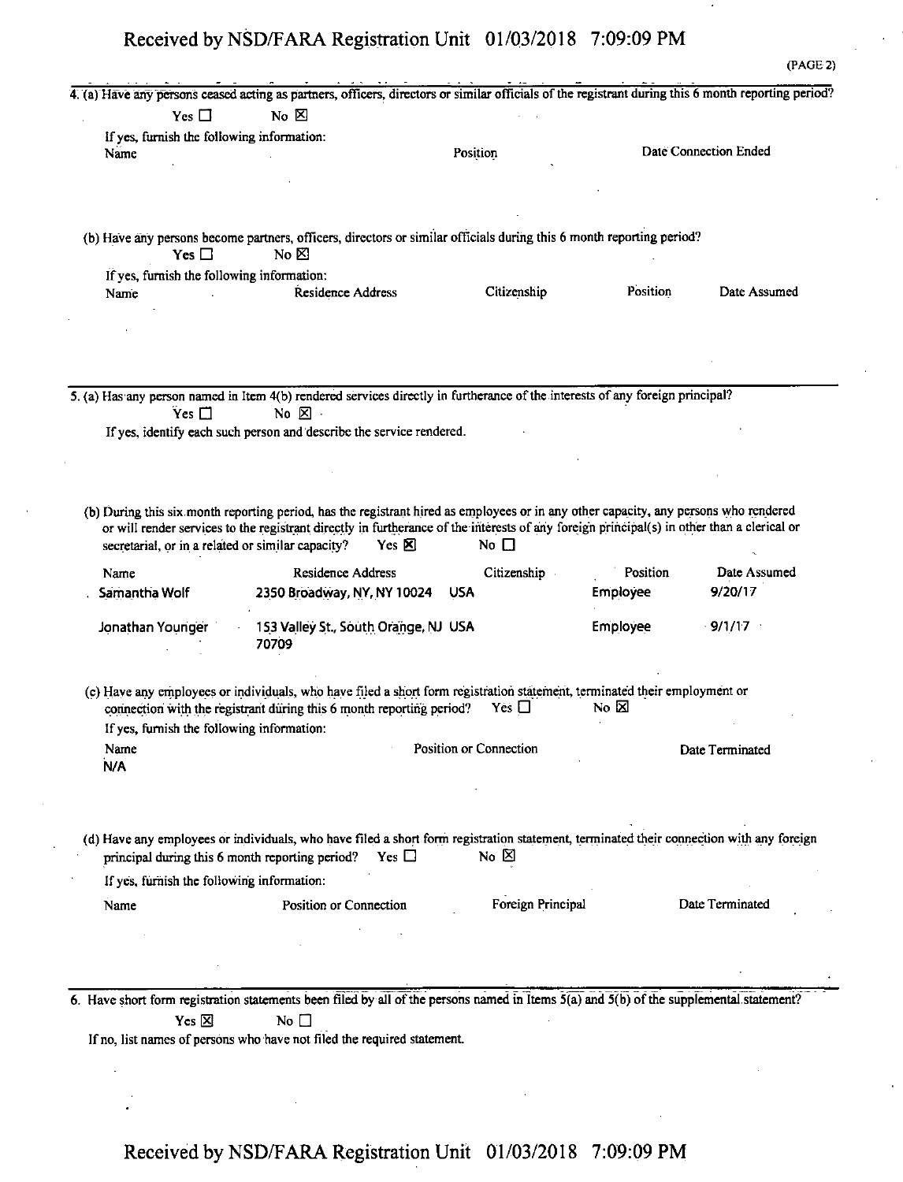(PAGE 2)

4. (a) Have any persons ceased acting as partners, officers, directors or similar officials of the registrant during this 6 month reporting period?

Yes ☐ No ☒

If yes, furnish the following information:

| Name | Position | Date Connection Ended |
|---|---|---|
| | | |

(b) Have any persons become partners, officers, directors or similar officials during this 6 month reporting period?

Yes ☐ No ☒

If yes, furnish the following information:

| Name | Residence Address | Citizenship | Position | Date Assumed |
|---|---|---|---|---|
| | | | | |

5. (a) Has any person named in Item 4(b) rendered services directly in furtherance of the interests of any foreign principal?

Yes ☐ No ☒

If yes, identify each such person and describe the service rendered.

(b) During this six month reporting period, has the registrant hired as employees or in any other capacity, any persons who rendered or will render services to the registrant directly in furtherance of the interests of any foreign principal(s) in other than a clerical or secretarial, or in a related or similar capacity? Yes ☒ No ☐

| Name | Residence Address | Citizenship | Position | Date Assumed |
|---|---|---|---|---|
| Samantha Wolf | 2350 Broadway, NY, NY 10024 | USA | Employee | 9/20/17 |
| Jonathan Younger | 153 Valley St., South Orange, NJ 70709 | USA | Employee | 9/1/17 |

(c) Have any employees or individuals, who have filed a short form registration statement, terminated their employment or connection with the registrant during this 6 month reporting period? Yes ☐ No ☒

If yes, furnish the following information:

| Name | Position or Connection | Date Terminated |
|---|---|---|
| N/A | | |

(d) Have any employees or individuals, who have filed a short form registration statement, terminated their connection with any foreign principal during this 6 month reporting period? Yes ☐ No ☒

If yes, furnish the following information:

| Name | Position or Connection | Foreign Principal | Date Terminated |
|---|---|---|---|
| | | | |

6. Have short form registration statements been filed by all of the persons named in Items 5(a) and 5(b) of the supplemental statement?

Yes ☒ No ☐

If no, list names of persons who have not filed the required statement.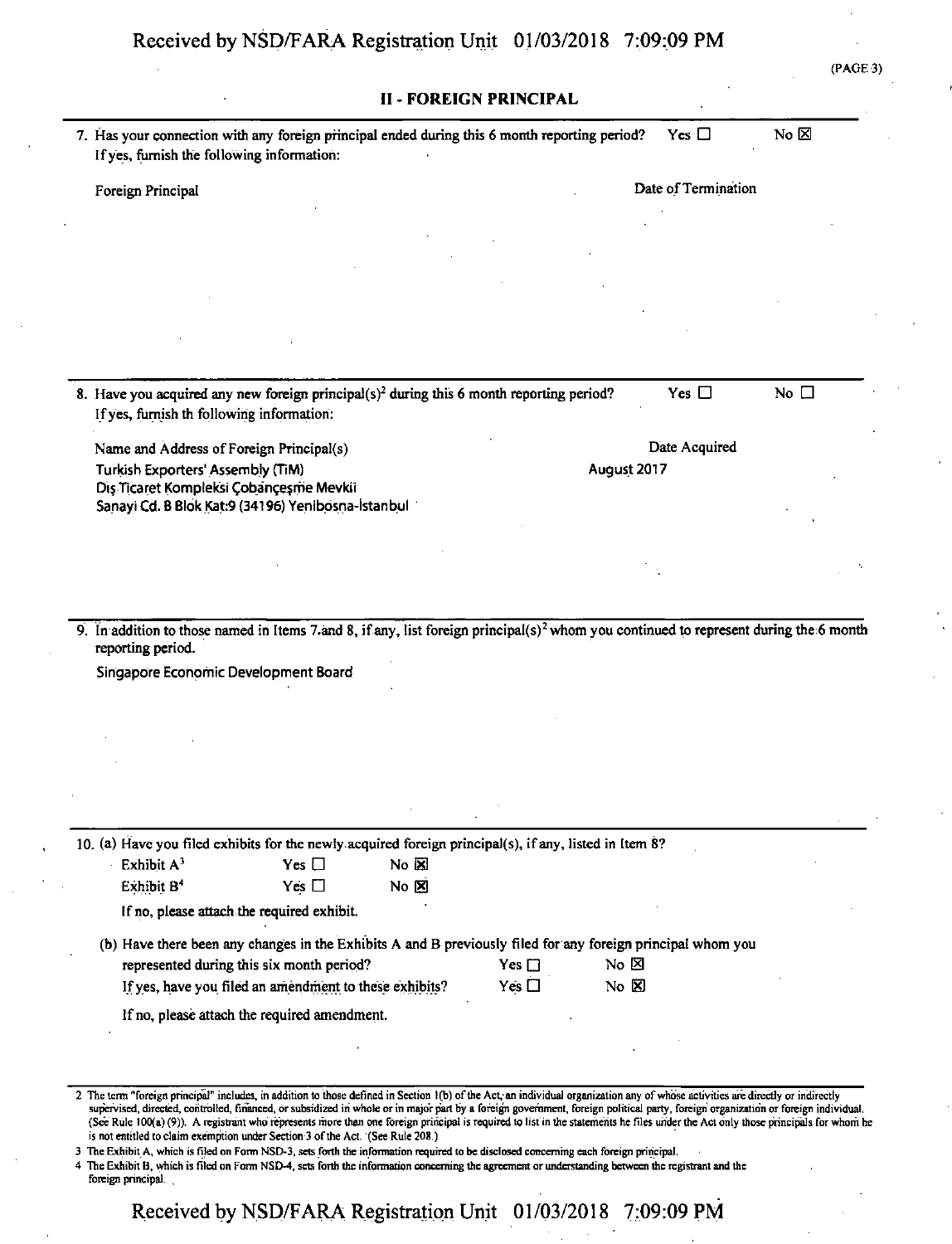## II - FOREIGN PRINCIPAL

7. Has your connection with any foreign principal ended during this 6 month reporting period? Yes ☐ No ☒
   If yes, furnish the following information:

| Foreign Principal | Date of Termination |
| --- | --- |
| | |

8. Have you acquired any new foreign principal(s)[2] during this 6 month reporting period? Yes ☐ No ☐
   If yes, furnish th following information:

| Name and Address of Foreign Principal(s) | Date Acquired |
| --- | --- |
| Turkish Exporters' Assembly (TiM)<br>Dış Ticaret Kompleksi Çobançeşme Mevkii<br>Sanayi Cd. B Blok Kat:9 (34196) Yenibosna-İstanbul | August 2017 |

9. In addition to those named in Items 7 and 8, if any, list foreign principal(s)[2] whom you continued to represent during the 6 month reporting period.

   Singapore Economic Development Board

10. (a) Have you filed exhibits for the newly acquired foreign principal(s), if any, listed in Item 8?

   | | | |
   | --- | --- | --- |
   | Exhibit A[3] | Yes ☐ | No ☒ |
   | Exhibit B[4] | Yes ☐ | No ☒ |

   If no, please attach the required exhibit.

   (b) Have there been any changes in the Exhibits A and B previously filed for any foreign principal whom you represented during this six month period? Yes ☐ No ☒
   If yes, have you filed an amendment to these exhibits? Yes ☐ No ☒

   If no, please attach the required amendment.

---

2 The term "foreign principal" includes, in addition to those defined in Section 1(b) of the Act, an individual organization any of whose activities are directly or indirectly supervised, directed, controlled, financed, or subsidized in whole or in major part by a foreign government, foreign political party, foreign organization or foreign individual. (See Rule 100(a) (9)). A registrant who represents more than one foreign principal is required to list in the statements he files under the Act only those principals for whom he is not entitled to claim exemption under Section 3 of the Act. (See Rule 208.)

3 The Exhibit A, which is filed on Form NSD-3, sets forth the information required to be disclosed concerning each foreign principal.

4 The Exhibit B, which is filed on Form NSD-4, sets forth the information concerning the agreement or understanding between the registrant and the foreign principal.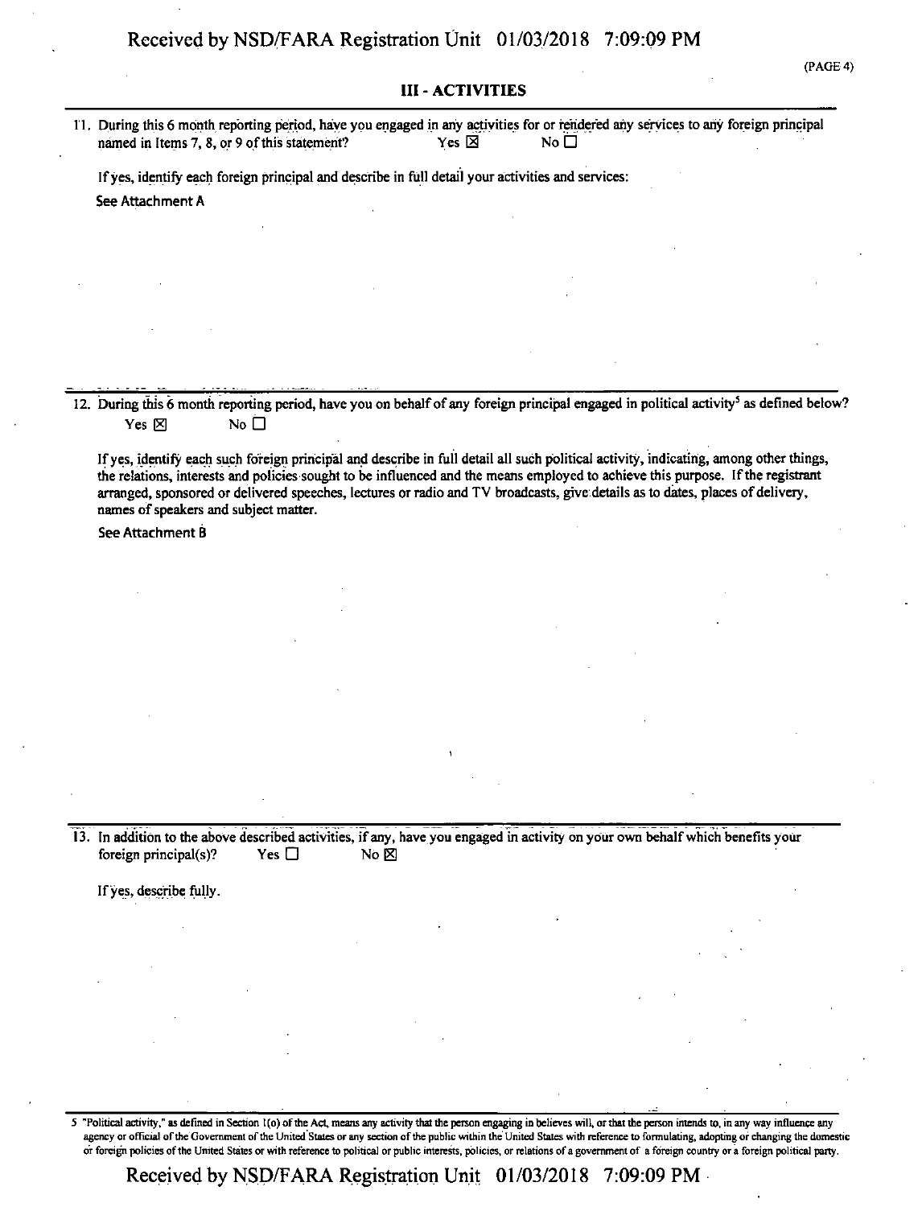## III - ACTIVITIES

11. During this 6 month reporting period, have you engaged in any activities for or rendered any services to any foreign principal named in Items 7, 8, or 9 of this statement? Yes ☒ No ☐

    If yes, identify each foreign principal and describe in full detail your activities and services:

    See Attachment A

12. During this 6 month reporting period, have you on behalf of any foreign principal engaged in political activity[5] as defined below? Yes ☒ No ☐

    If yes, identify each such foreign principal and describe in full detail all such political activity, indicating, among other things, the relations, interests and policies sought to be influenced and the means employed to achieve this purpose. If the registrant arranged, sponsored or delivered speeches, lectures or radio and TV broadcasts, give details as to dates, places of delivery, names of speakers and subject matter.

    See Attachment B

13. In addition to the above described activities, if any, have you engaged in activity on your own behalf which benefits your foreign principal(s)? Yes ☐ No ☒

    If yes, describe fully.

---

5 "Political activity," as defined in Section 1(o) of the Act, means any activity that the person engaging in believes will, or that the person intends to, in any way influence any agency or official of the Government of the United States or any section of the public within the United States with reference to formulating, adopting or changing the domestic or foreign policies of the United States or with reference to political or public interests, policies, or relations of a government of a foreign country or a foreign political party.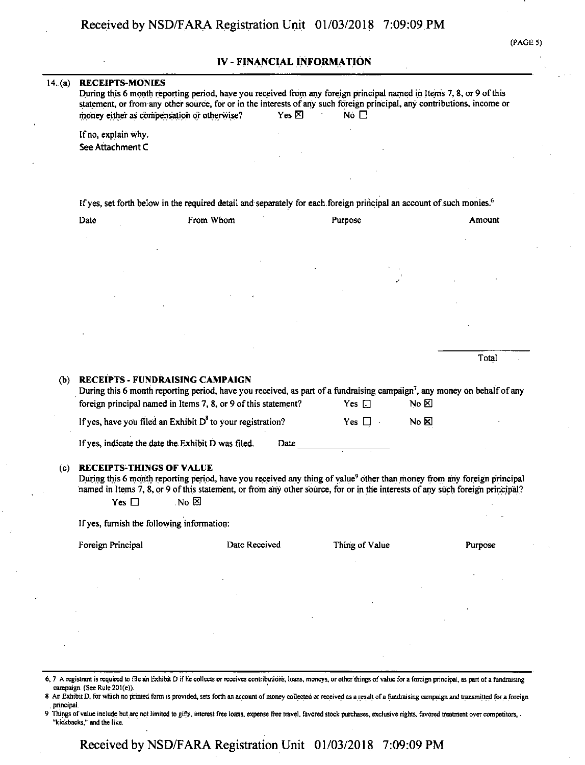(PAGE 5)

## IV - FINANCIAL INFORMATION

14. (a) **RECEIPTS-MONIES**

During this 6 month reporting period, have you received from any foreign principal named in Items 7, 8, or 9 of this statement, or from any other source, for or in the interests of any such foreign principal, any contributions, income or money either as compensation or otherwise? Yes ☒ No ☐

If no, explain why.

See Attachment C

If yes, set forth below in the required detail and separately for each foreign principal an account of such monies.[6]

| Date | From Whom | Purpose | Amount |
|---|---|---|---|
| | | | |
| | | | Total |

(b) **RECEIPTS - FUNDRAISING CAMPAIGN**

During this 6 month reporting period, have you received, as part of a fundraising campaign[7], any money on behalf of any foreign principal named in Items 7, 8, or 9 of this statement? Yes ☐ No ☒

If yes, have you filed an Exhibit D[8] to your registration? Yes ☐ No ☒

If yes, indicate the date the Exhibit D was filed. Date ____________

(c) **RECEIPTS-THINGS OF VALUE**

During this 6 month reporting period, have you received any thing of value[9] other than money from any foreign principal named in Items 7, 8, or 9 of this statement, or from any other source, for or in the interests of any such foreign principal? Yes ☐ No ☒

If yes, furnish the following information:

| Foreign Principal | Date Received | Thing of Value | Purpose |
|---|---|---|---|
| | | | |

---

6, 7 A registrant is required to file an Exhibit D if he collects or receives contributions, loans, moneys, or other things of value for a foreign principal, as part of a fundraising campaign. (See Rule 201(e)).

8 An Exhibit D, for which no printed form is provided, sets forth an account of money collected or received as a result of a fundraising campaign and transmitted for a foreign principal.

9 Things of value include but are not limited to gifts, interest free loans, expense free travel, favored stock purchases, exclusive rights, favored treatment over competitors, "kickbacks," and the like.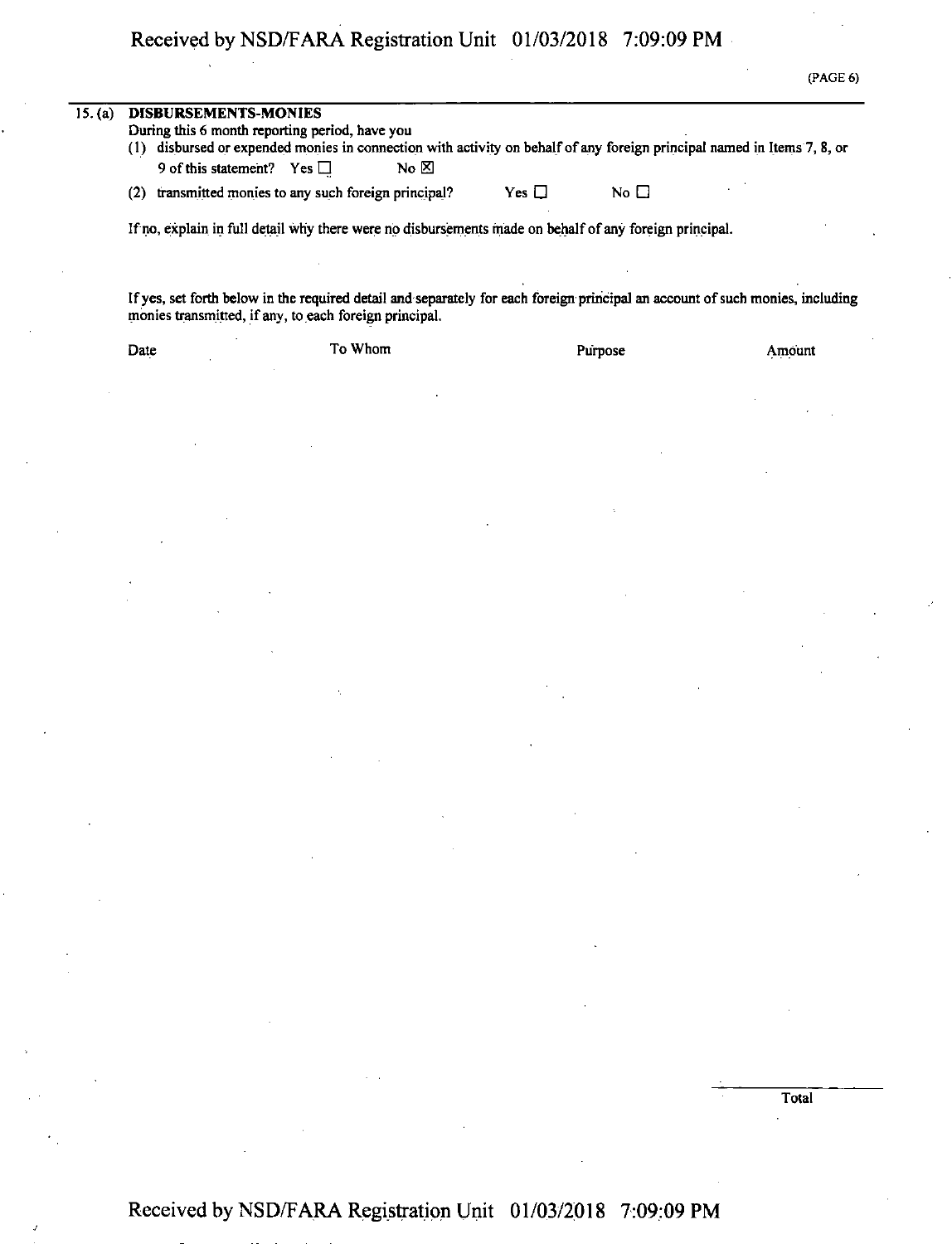(PAGE 6)

**15. (a) DISBURSEMENTS-MONIES**

During this 6 month reporting period, have you

(1) disbursed or expended monies in connection with activity on behalf of any foreign principal named in Items 7, 8, or 9 of this statement? Yes ☐ No ☒

(2) transmitted monies to any such foreign principal? Yes ☐ No ☐

If no, explain in full detail why there were no disbursements made on behalf of any foreign principal.

If yes, set forth below in the required detail and separately for each foreign principal an account of such monies, including monies transmitted, if any, to each foreign principal.

| Date | To Whom | Purpose | Amount |
|---|---|---|---|
| | | | |
| | | Total | |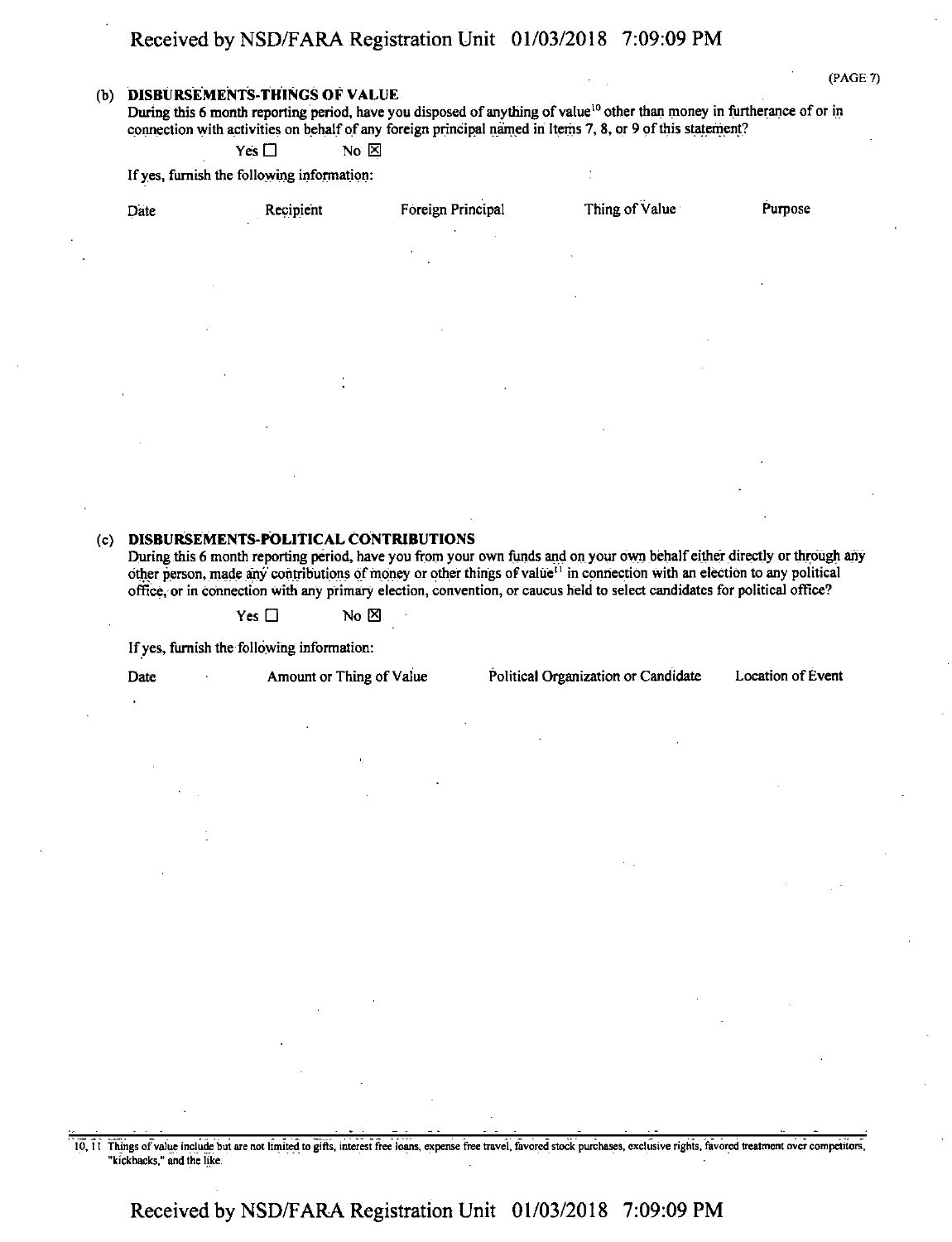(b) **DISBURSEMENTS-THINGS OF VALUE**

During this 6 month reporting period, have you disposed of anything of value[10] other than money in furtherance of or in connection with activities on behalf of any foreign principal named in Items 7, 8, or 9 of this statement?

Yes ☐ No ☒

If yes, furnish the following information:

| Date | Recipient | Foreign Principal | Thing of Value | Purpose |
|---|---|---|---|---|

(c) **DISBURSEMENTS-POLITICAL CONTRIBUTIONS**

During this 6 month reporting period, have you from your own funds and on your own behalf either directly or through any other person, made any contributions of money or other things of value[11] in connection with an election to any political office, or in connection with any primary election, convention, or caucus held to select candidates for political office?

Yes ☐ No ☒

If yes, furnish the following information:

| Date | Amount or Thing of Value | Political Organization or Candidate | Location of Event |
|---|---|---|---|

10, 11 Things of value include but are not limited to gifts, interest free loans, expense free travel, favored stock purchases, exclusive rights, favored treatment over competitors, "kickbacks," and the like.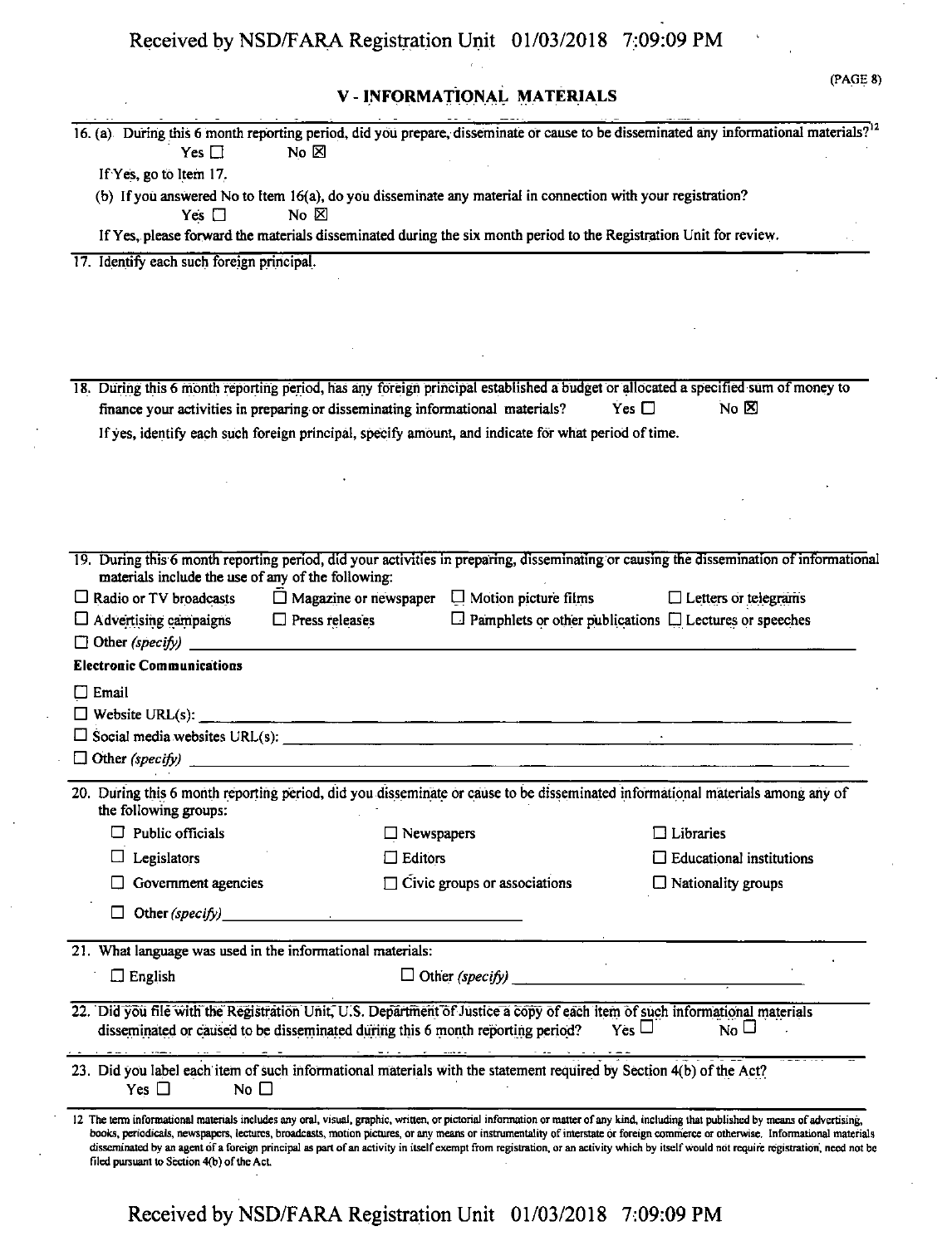## V - INFORMATIONAL MATERIALS

16\. (a) During this 6 month reporting period, did you prepare, disseminate or cause to be disseminated any informational materials?[12]
Yes ☐ No ☒

If Yes, go to Item 17.

(b) If you answered No to Item 16(a), do you disseminate any material in connection with your registration?
Yes ☐ No ☒

If Yes, please forward the materials disseminated during the six month period to the Registration Unit for review.

17\. Identify each such foreign principal.

18\. During this 6 month reporting period, has any foreign principal established a budget or allocated a specified sum of money to finance your activities in preparing or disseminating informational materials? Yes ☐ No ☒

If yes, identify each such foreign principal, specify amount, and indicate for what period of time.

19\. During this 6 month reporting period, did your activities in preparing, disseminating or causing the dissemination of informational materials include the use of any of the following:

☐ Radio or TV broadcasts ☐ Magazine or newspaper ☐ Motion picture films ☐ Letters or telegrams
☐ Advertising campaigns ☐ Press releases ☐ Pamphlets or other publications ☐ Lectures or speeches
☐ Other *(specify)* \_\_\_\_\_\_\_\_\_\_

**Electronic Communications**

☐ Email
☐ Website URL(s): \_\_\_\_\_\_\_\_\_\_
☐ Social media websites URL(s): \_\_\_\_\_\_\_\_\_\_
☐ Other *(specify)* \_\_\_\_\_\_\_\_\_\_

20\. During this 6 month reporting period, did you disseminate or cause to be disseminated informational materials among any of the following groups:

☐ Public officials ☐ Newspapers ☐ Libraries
☐ Legislators ☐ Editors ☐ Educational institutions
☐ Government agencies ☐ Civic groups or associations ☐ Nationality groups
☐ Other *(specify)* \_\_\_\_\_\_\_\_\_\_

21\. What language was used in the informational materials:

☐ English ☐ Other *(specify)* \_\_\_\_\_\_\_\_\_\_

22\. Did you file with the Registration Unit, U.S. Department of Justice a copy of each item of such informational materials disseminated or caused to be disseminated during this 6 month reporting period? Yes ☐ No ☐

23\. Did you label each item of such informational materials with the statement required by Section 4(b) of the Act?
Yes ☐ No ☐

12 The term informational materials includes any oral, visual, graphic, written, or pictorial information or matter of any kind, including that published by means of advertising, books, periodicals, newspapers, lectures, broadcasts, motion pictures, or any means or instrumentality of interstate or foreign commerce or otherwise. Informational materials disseminated by an agent of a foreign principal as part of an activity in itself exempt from registration, or an activity which by itself would not require registration, need not be filed pursuant to Section 4(b) of the Act.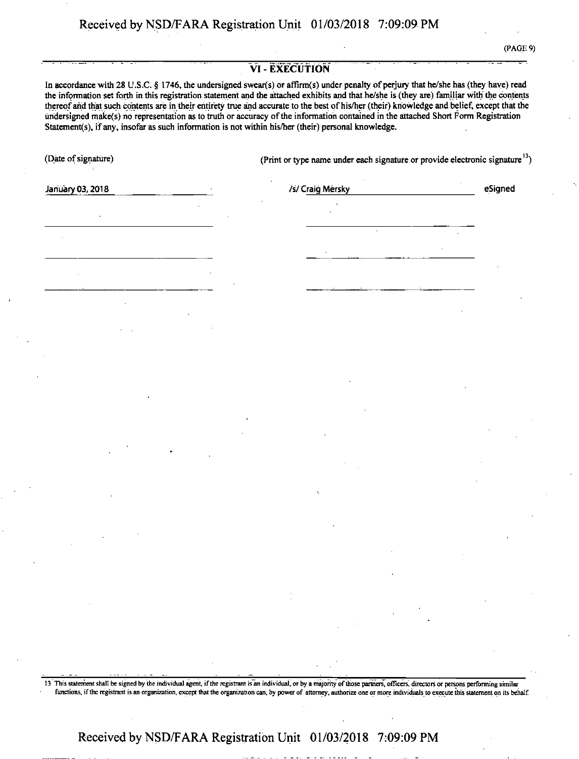## VI - EXECUTION

In accordance with 28 U.S.C. § 1746, the undersigned swear(s) or affirm(s) under penalty of perjury that he/she has (they have) read the information set forth in this registration statement and the attached exhibits and that he/she is (they are) familiar with the contents thereof and that such contents are in their entirety true and accurate to the best of his/her (their) knowledge and belief, except that the undersigned make(s) no representation as to truth or accuracy of the information contained in the attached Short Form Registration Statement(s), if any, insofar as such information is not within his/her (their) personal knowledge.

| (Date of signature) | (Print or type name under each signature or provide electronic signature [13]) | |
|---|---|---|
| January 03, 2018 | /s/ Craig Mersky | eSigned |
| | | |
| | | |
| | | |

13 This statement shall be signed by the individual agent, if the registrant is an individual, or by a majority of those partners, officers, directors or persons performing similar functions, if the registrant is an organization, except that the organization can, by power of attorney, authorize one or more individuals to execute this statement on its behalf.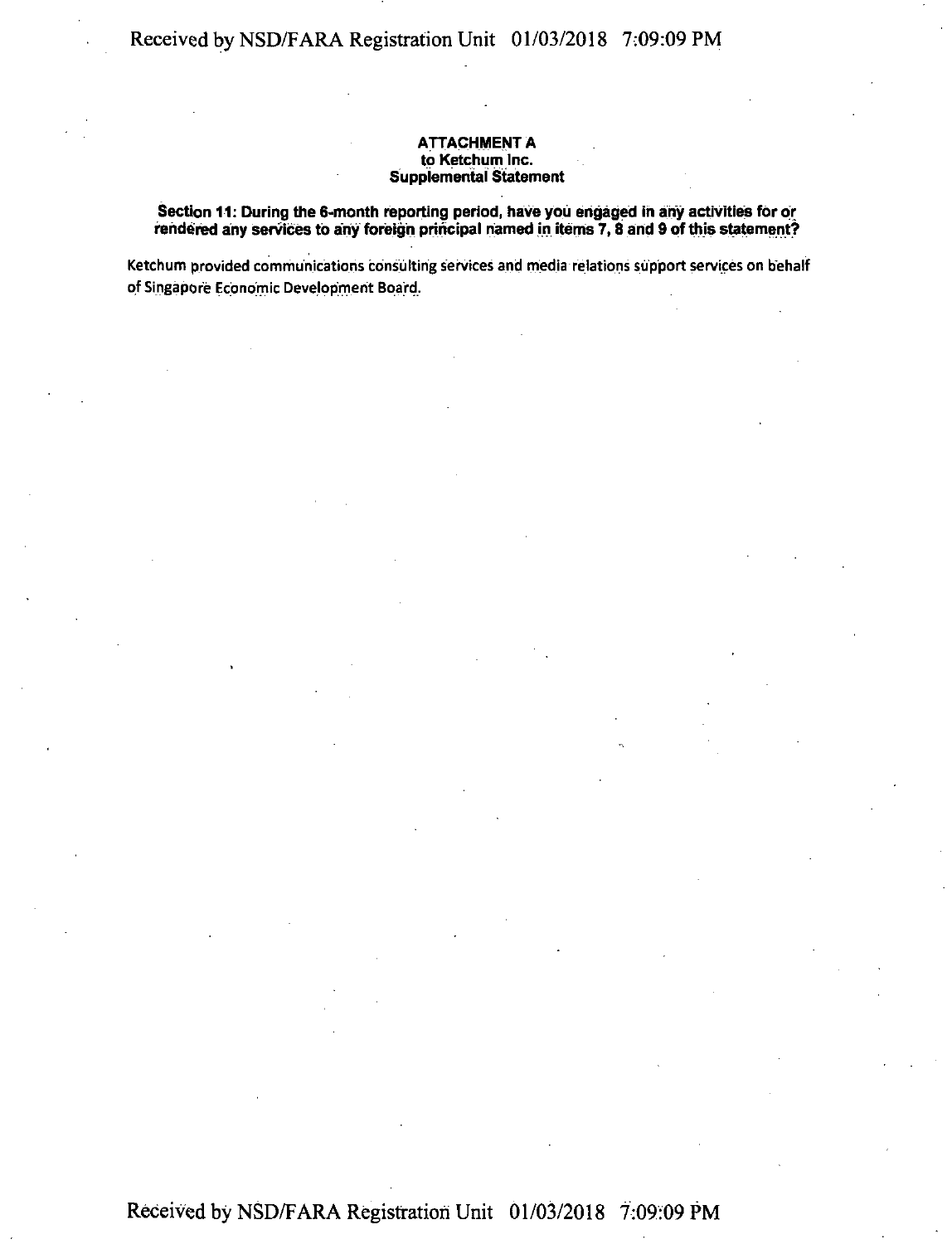**ATTACHMENT A**
**to Ketchum Inc.**
**Supplemental Statement**

**Section 11: During the 6-month reporting period, have you engaged in any activities for or rendered any services to any foreign principal named in items 7, 8 and 9 of this statement?**

Ketchum provided communications consulting services and media relations support services on behalf of Singapore Economic Development Board.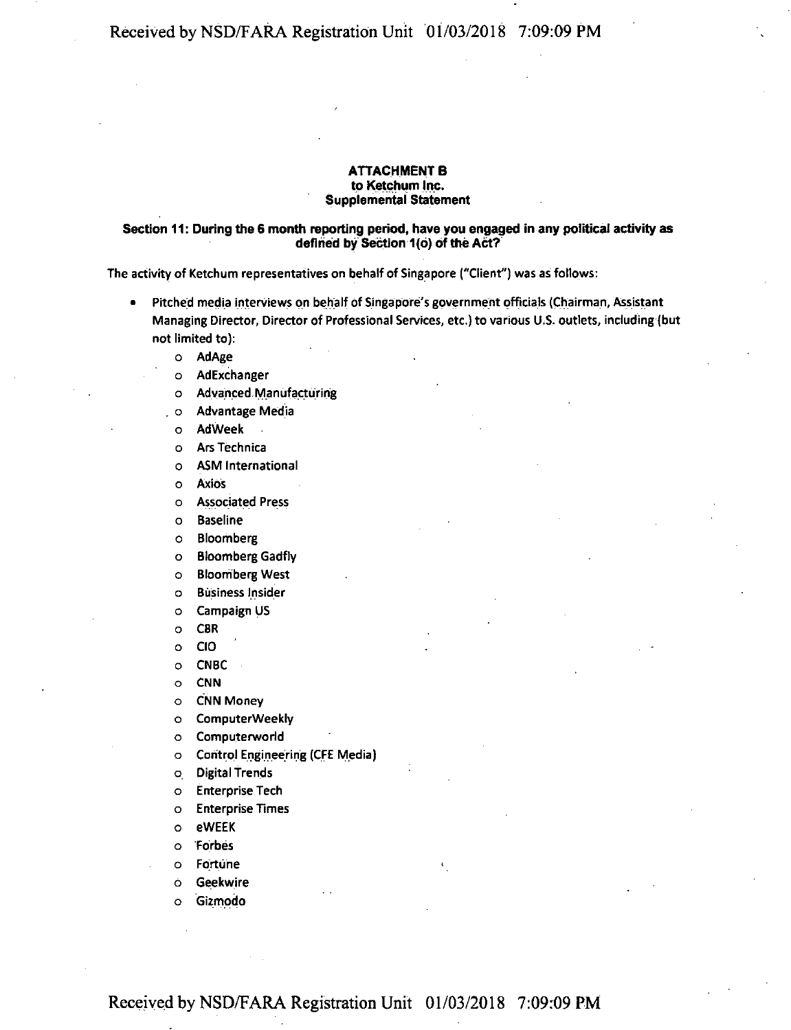**ATTACHMENT B**
**to Ketchum Inc.**
**Supplemental Statement**

**Section 11: During the 6 month reporting period, have you engaged in any political activity as defined by Section 1(o) of the Act?**

The activity of Ketchum representatives on behalf of Singapore ("Client") was as follows:

- Pitched media interviews on behalf of Singapore's government officials (Chairman, Assistant Managing Director, Director of Professional Services, etc.) to various U.S. outlets, including (but not limited to):
    - AdAge
    - AdExchanger
    - Advanced Manufacturing
    - Advantage Media
    - AdWeek
    - Ars Technica
    - ASM International
    - Axios
    - Associated Press
    - Baseline
    - Bloomberg
    - Bloomberg Gadfly
    - Bloomberg West
    - Business Insider
    - Campaign US
    - CBR
    - CIO
    - CNBC
    - CNN
    - CNN Money
    - ComputerWeekly
    - Computerworld
    - Control Engineering (CFE Media)
    - Digital Trends
    - Enterprise Tech
    - Enterprise Times
    - eWEEK
    - Forbes
    - Fortune
    - Geekwire
    - Gizmodo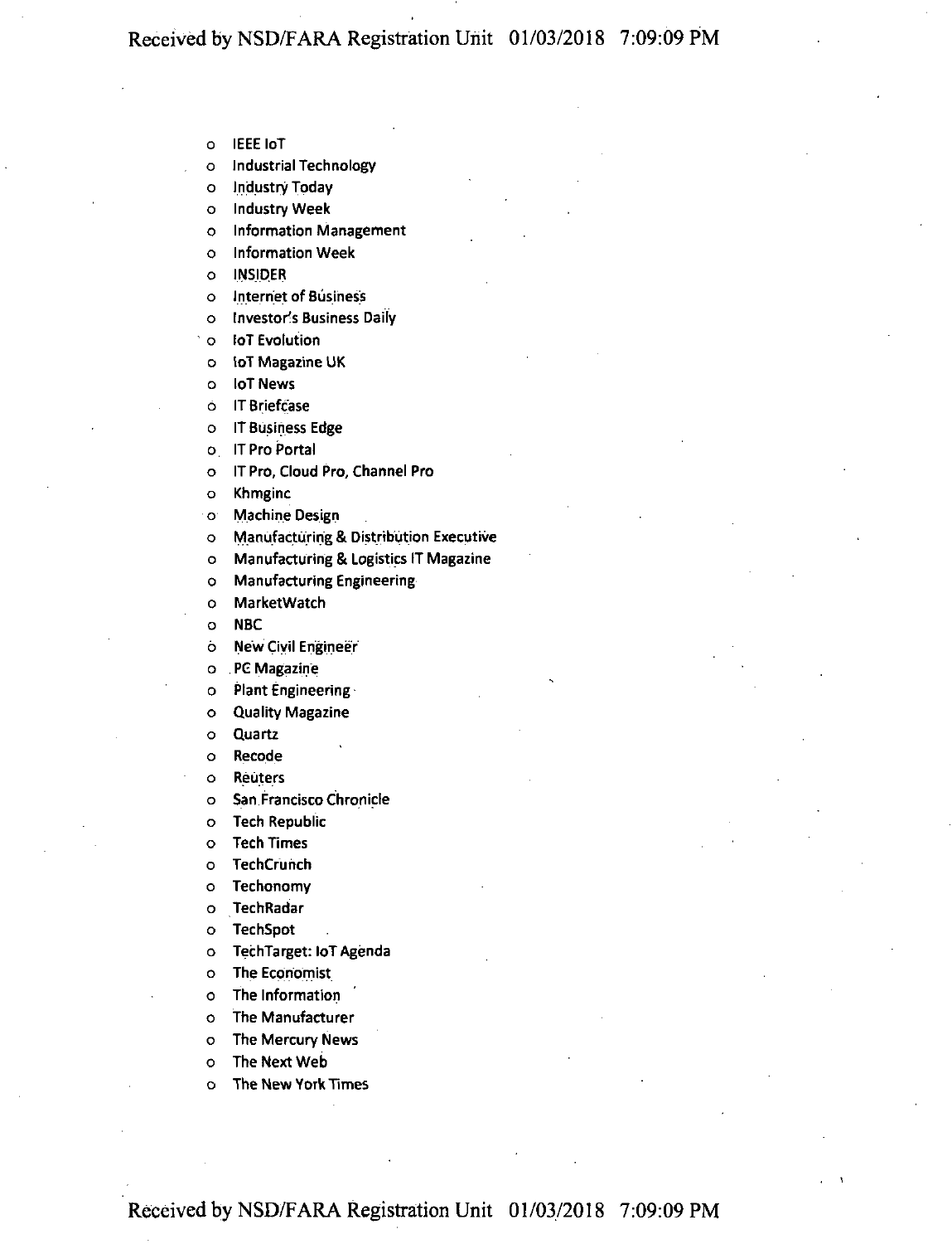- IEEE IoT
- Industrial Technology
- Industry Today
- Industry Week
- Information Management
- Information Week
- INSIDER
- Internet of Business
- Investor's Business Daily
- IoT Evolution
- IoT Magazine UK
- IoT News
- IT Briefcase
- IT Business Edge
- IT Pro Portal
- IT Pro, Cloud Pro, Channel Pro
- Khmginc
- Machine Design
- Manufacturing & Distribution Executive
- Manufacturing & Logistics IT Magazine
- Manufacturing Engineering
- MarketWatch
- NBC
- New Civil Engineer
- PC Magazine
- Plant Engineering
- Quality Magazine
- Quartz
- Recode
- Reuters
- San Francisco Chronicle
- Tech Republic
- Tech Times
- TechCrunch
- Techonomy
- TechRadar
- TechSpot
- TechTarget: IoT Agenda
- The Economist
- The Information
- The Manufacturer
- The Mercury News
- The Next Web
- The New York Times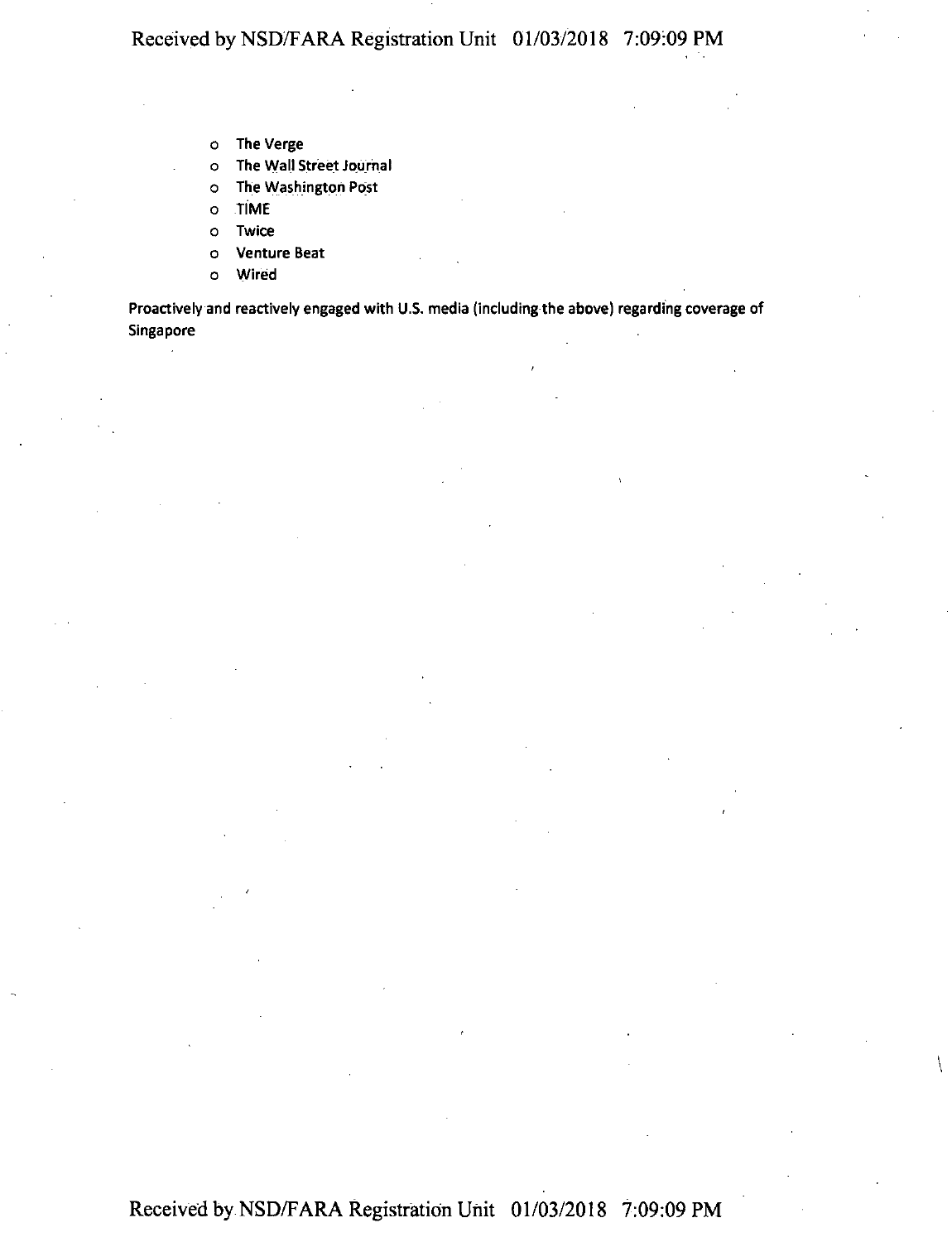- **The Verge**
- **The Wall Street Journal**
- **The Washington Post**
- **TIME**
- **Twice**
- **Venture Beat**
- **Wired**

**Proactively and reactively engaged with U.S. media (including the above) regarding coverage of Singapore**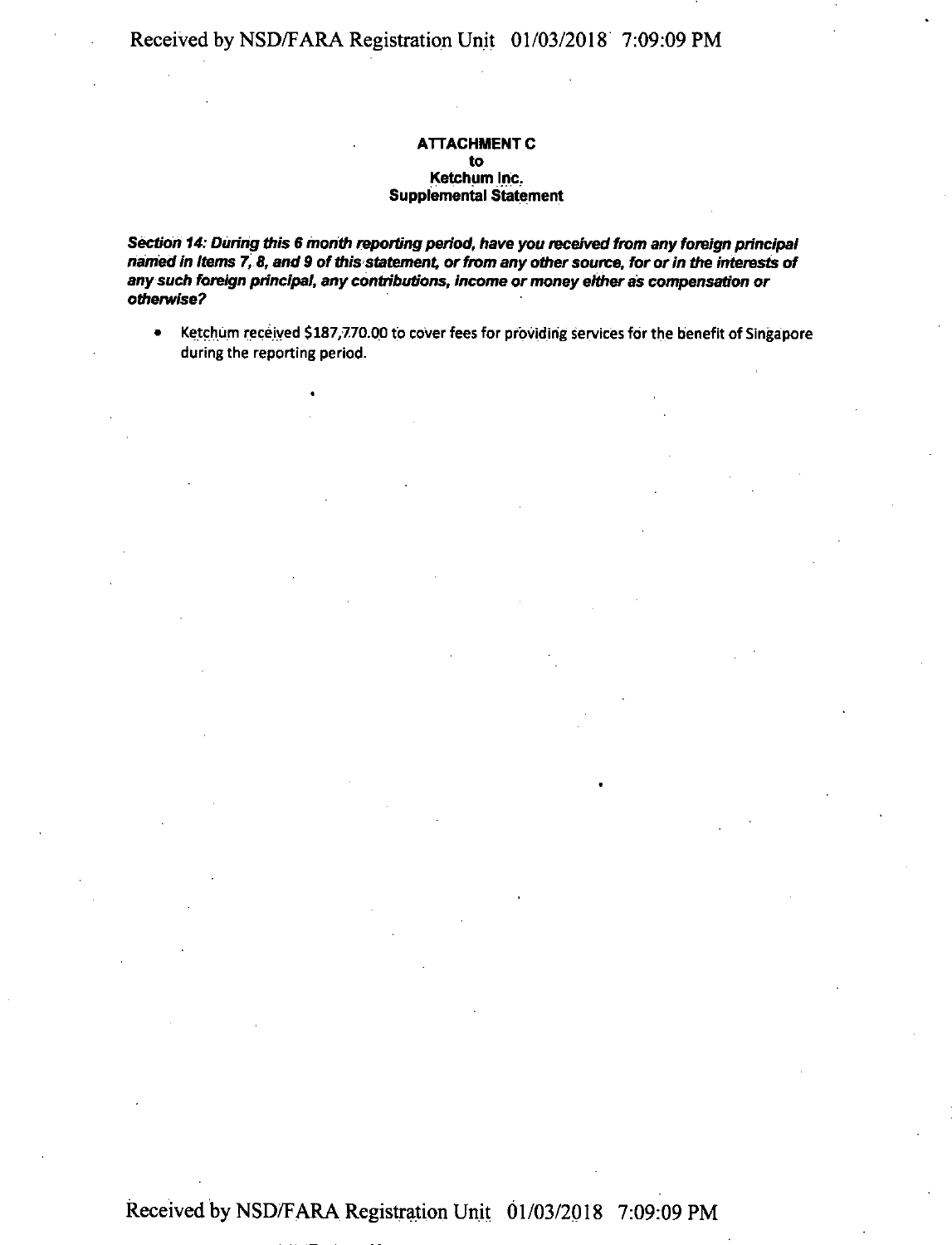**ATTACHMENT C**
**to**
**Ketchum Inc.**
**Supplemental Statement**

***Section 14: During this 6 month reporting period, have you received from any foreign principal named in Items 7, 8, and 9 of this statement, or from any other source, for or in the interests of any such foreign principal, any contributions, income or money either as compensation or otherwise?***

- Ketchum received $187,770.00 to cover fees for providing services for the benefit of Singapore during the reporting period.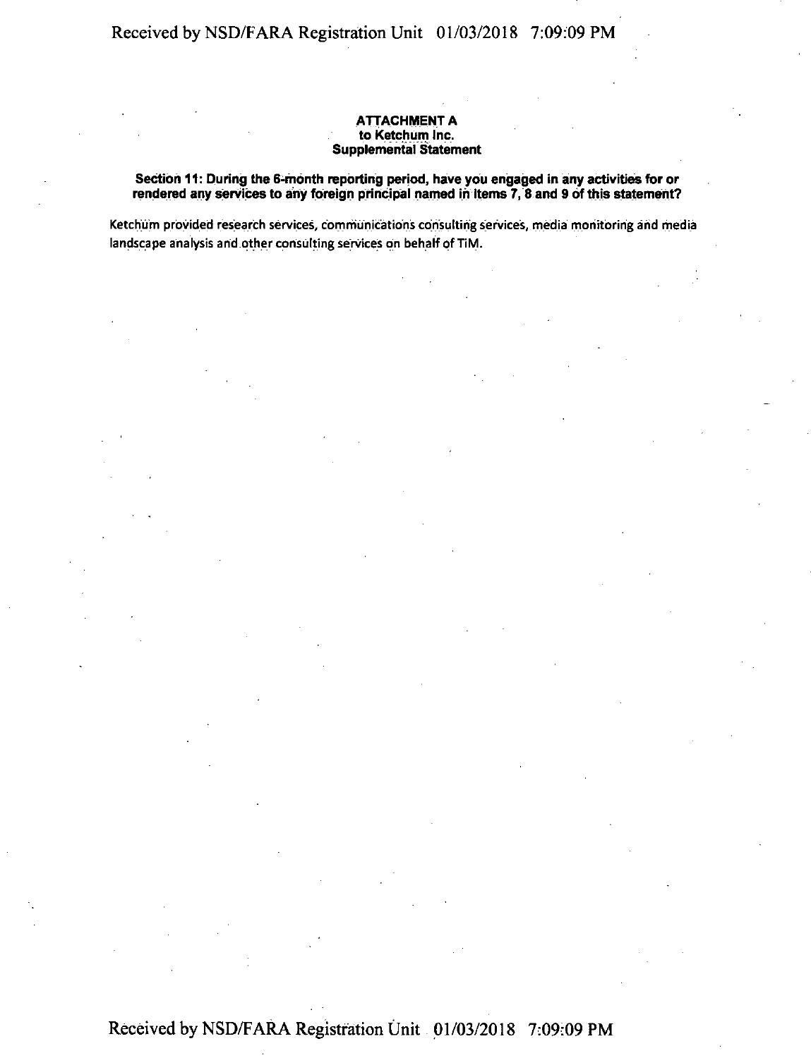**ATTACHMENT A**
**to Ketchum Inc.**
**Supplemental Statement**

**Section 11: During the 6-month reporting period, have you engaged in any activities for or rendered any services to any foreign principal named in Items 7, 8 and 9 of this statement?**

Ketchum provided research services, communications consulting services, media monitoring and media landscape analysis and other consulting services on behalf of TiM.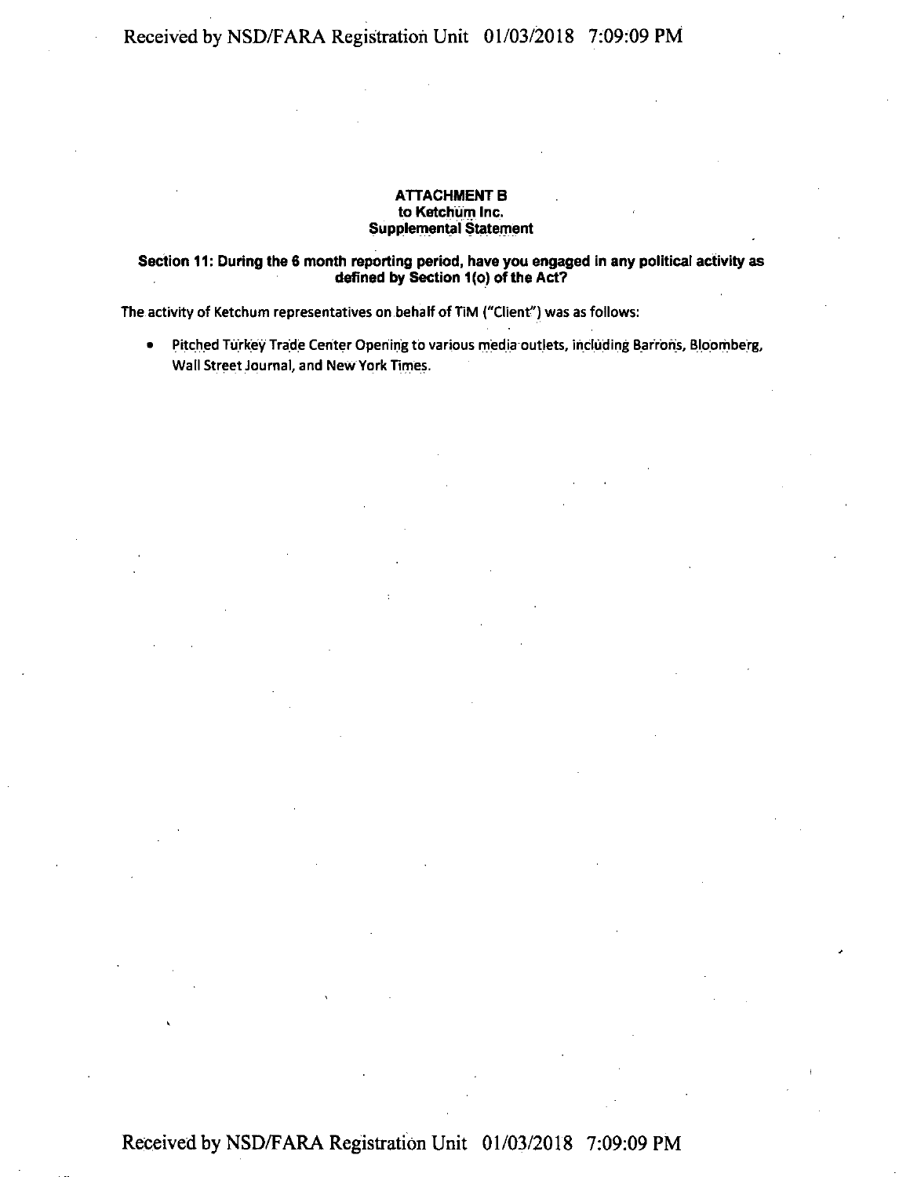**ATTACHMENT B**
**to Ketchum Inc.**
**Supplemental Statement**

**Section 11: During the 6 month reporting period, have you engaged in any political activity as defined by Section 1(o) of the Act?**

The activity of Ketchum representatives on behalf of TiM ("Client") was as follows:

- Pitched Turkey Trade Center Opening to various media outlets, including Barrons, Bloomberg, Wall Street Journal, and New York Times.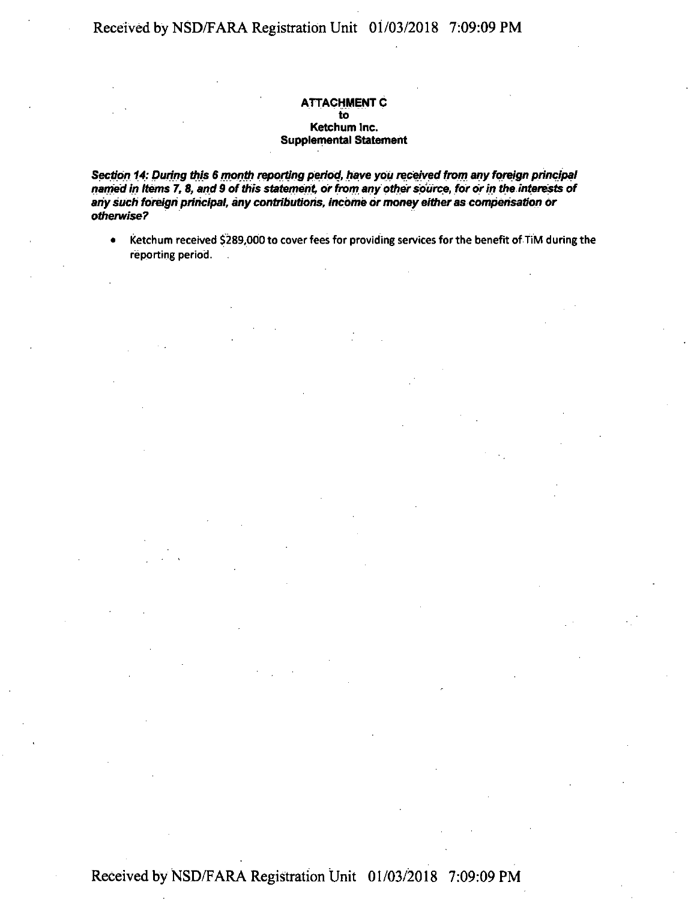**ATTACHMENT C**
**to**
**Ketchum Inc.**
**Supplemental Statement**

***Section 14: During this 6 month reporting period, have you received from any foreign principal named in Items 7, 8, and 9 of this statement, or from any other source, for or in the interests of any such foreign principal, any contributions, income or money either as compensation or otherwise?***

- Ketchum received $289,000 to cover fees for providing services for the benefit of TiM during the reporting period.